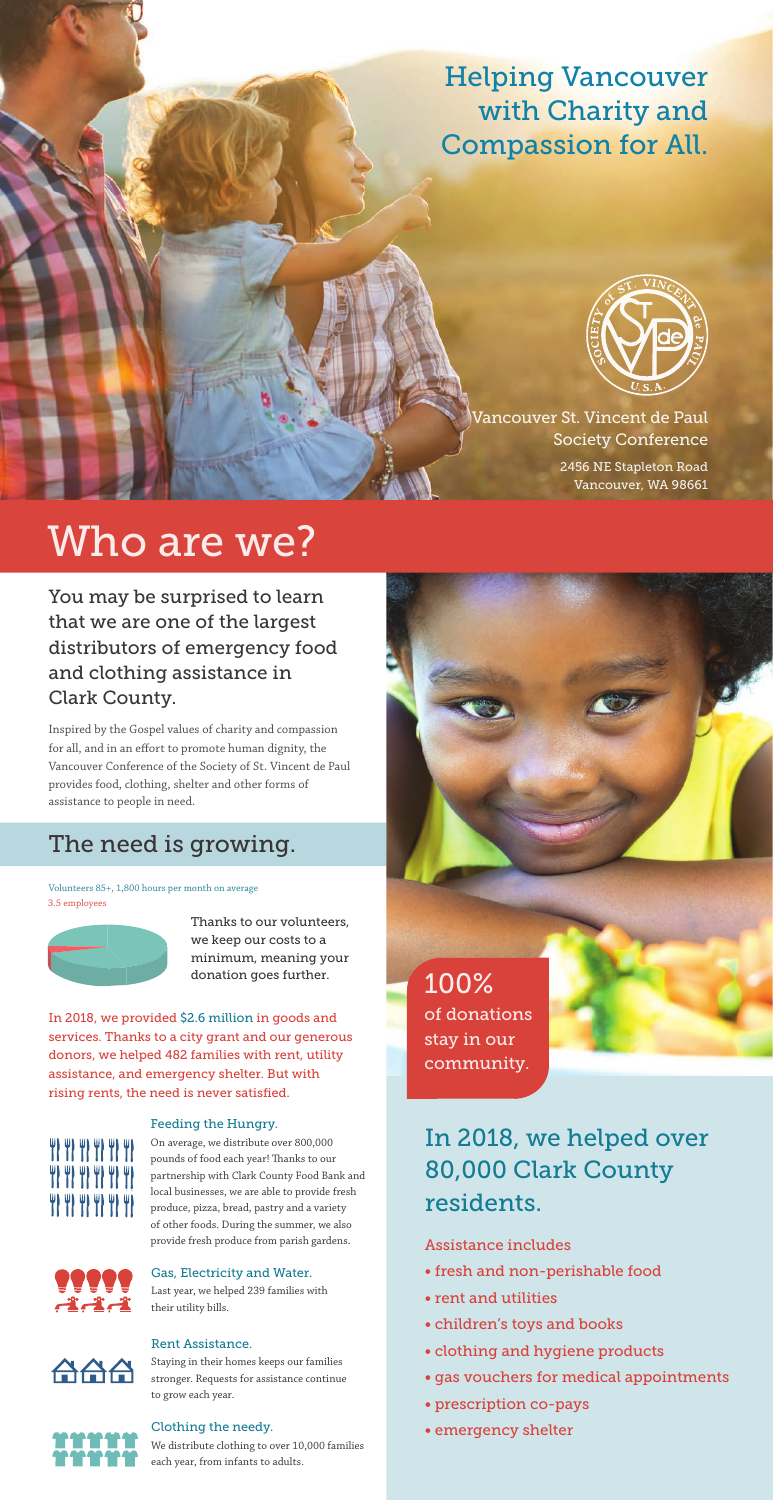## Helping Vancouver with Charity and Compassion for All.

Vancouver St. Vincent de Paul Society Conference

2456 NE Stapleton Road
Vancouver, WA 98661

# Who are we?

You may be surprised to learn that we are one of the largest distributors of emergency food and clothing assistance in Clark County.

Inspired by the Gospel values of charity and compassion for all, and in an effort to promote human dignity, the Vancouver Conference of the Society of St. Vincent de Paul provides food, clothing, shelter and other forms of assistance to people in need.

## The need is growing.

Volunteers 85+, 1,800 hours per month on average
3.5 employees

Thanks to our volunteers, we keep our costs to a minimum, meaning your donation goes further.

In 2018, we provided $2.6 million in goods and services. Thanks to a city grant and our generous donors, we helped 482 families with rent, utility assistance, and emergency shelter. But with rising rents, the need is never satisfied.

### Feeding the Hungry.

On average, we distribute over 800,000 pounds of food each year! Thanks to our partnership with Clark County Food Bank and local businesses, we are able to provide fresh produce, pizza, bread, pastry and a variety of other foods. During the summer, we also provide fresh produce from parish gardens.

### Gas, Electricity and Water.

Last year, we helped 239 families with their utility bills.

### Rent Assistance.

Staying in their homes keeps our families stronger. Requests for assistance continue to grow each year.

### Clothing the needy.

We distribute clothing to over 10,000 families each year, from infants to adults.

**100%** of donations stay in our community.

## In 2018, we helped over 80,000 Clark County residents.

Assistance includes

- fresh and non-perishable food
- rent and utilities
- children's toys and books
- clothing and hygiene products
- gas vouchers for medical appointments
- prescription co-pays
- emergency shelter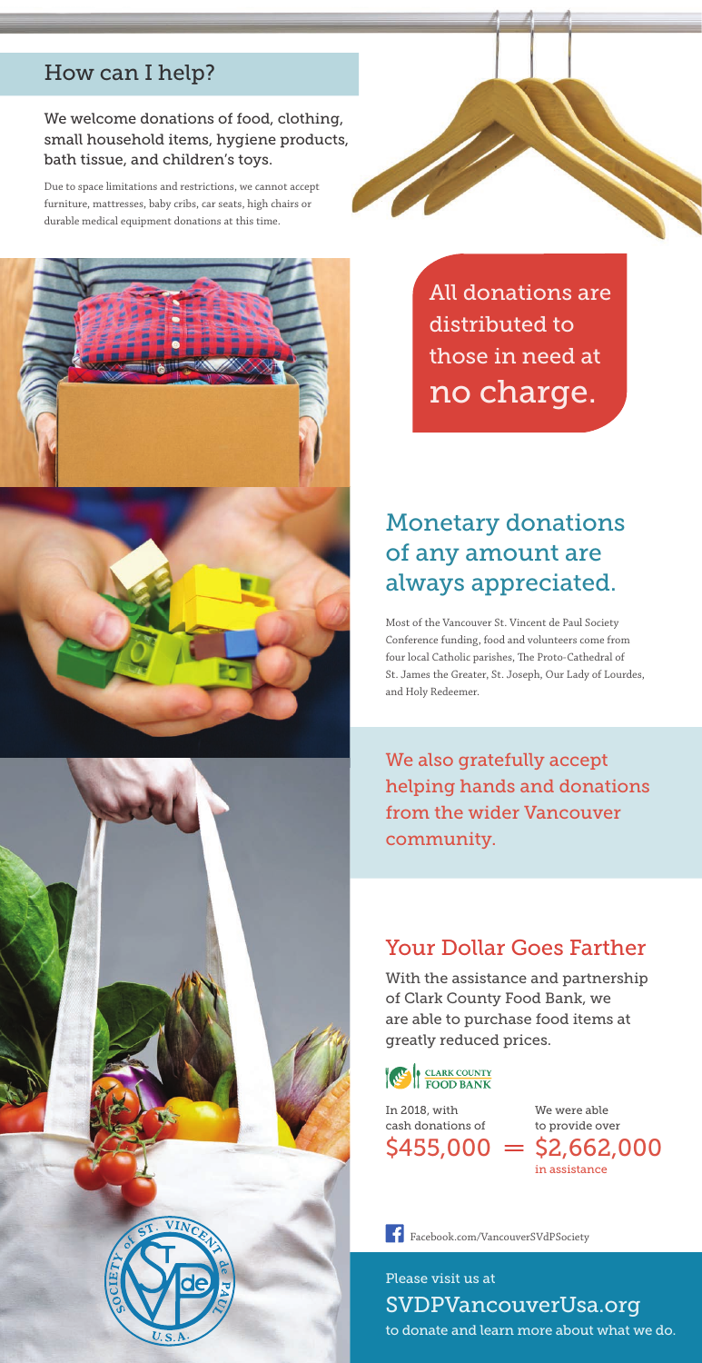## How can I help?

We welcome donations of food, clothing, small household items, hygiene products, bath tissue, and children's toys.

Due to space limitations and restrictions, we cannot accept furniture, mattresses, baby cribs, car seats, high chairs or durable medical equipment donations at this time.

All donations are distributed to those in need at **no charge.**

## Monetary donations of any amount are always appreciated.

Most of the Vancouver St. Vincent de Paul Society Conference funding, food and volunteers come from four local Catholic parishes, The Proto-Cathedral of St. James the Greater, St. Joseph, Our Lady of Lourdes, and Holy Redeemer.

We also gratefully accept helping hands and donations from the wider Vancouver community.

## Your Dollar Goes Farther

With the assistance and partnership of Clark County Food Bank, we are able to purchase food items at greatly reduced prices.

CLARK COUNTY FOOD BANK

In 2018, with cash donations of **$455,000** = We were able to provide over **$2,662,000** in assistance

Facebook.com/VancouverSVdPSociety

Please visit us at
SVDPVancouverUsa.org
to donate and learn more about what we do.

SOCIETY of ST. VINCENT de PAUL U.S.A.